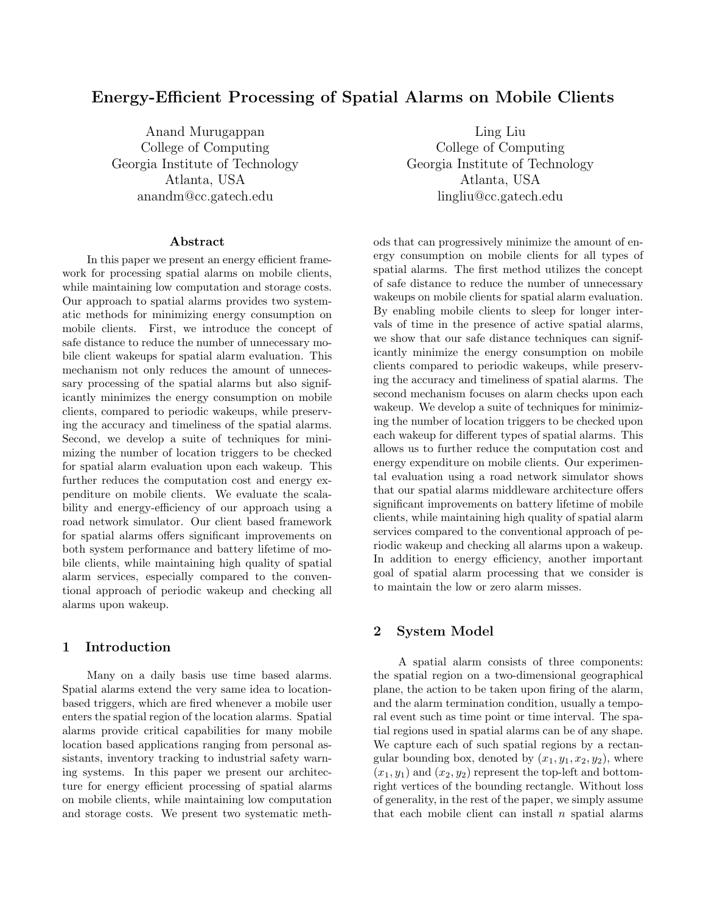# Energy-Efficient Processing of Spatial Alarms on Mobile Clients

Anand Murugappan
College of Computing
Georgia Institute of Technology
Atlanta, USA
anandm@cc.gatech.edu

Ling Liu
College of Computing
Georgia Institute of Technology
Atlanta, USA
lingliu@cc.gatech.edu

### Abstract

In this paper we present an energy efficient framework for processing spatial alarms on mobile clients, while maintaining low computation and storage costs. Our approach to spatial alarms provides two systematic methods for minimizing energy consumption on mobile clients. First, we introduce the concept of safe distance to reduce the number of unnecessary mobile client wakeups for spatial alarm evaluation. This mechanism not only reduces the amount of unnecessary processing of the spatial alarms but also significantly minimizes the energy consumption on mobile clients, compared to periodic wakeups, while preserving the accuracy and timeliness of the spatial alarms. Second, we develop a suite of techniques for minimizing the number of location triggers to be checked for spatial alarm evaluation upon each wakeup. This further reduces the computation cost and energy expenditure on mobile clients. We evaluate the scalability and energy-efficiency of our approach using a road network simulator. Our client based framework for spatial alarms offers significant improvements on both system performance and battery lifetime of mobile clients, while maintaining high quality of spatial alarm services, especially compared to the conventional approach of periodic wakeup and checking all alarms upon wakeup.

## 1 Introduction

Many on a daily basis use time based alarms. Spatial alarms extend the very same idea to location-based triggers, which are fired whenever a mobile user enters the spatial region of the location alarms. Spatial alarms provide critical capabilities for many mobile location based applications ranging from personal assistants, inventory tracking to industrial safety warning systems. In this paper we present our architecture for energy efficient processing of spatial alarms on mobile clients, while maintaining low computation and storage costs. We present two systematic methods that can progressively minimize the amount of energy consumption on mobile clients for all types of spatial alarms. The first method utilizes the concept of safe distance to reduce the number of unnecessary wakeups on mobile clients for spatial alarm evaluation. By enabling mobile clients to sleep for longer intervals of time in the presence of active spatial alarms, we show that our safe distance techniques can significantly minimize the energy consumption on mobile clients compared to periodic wakeups, while preserving the accuracy and timeliness of spatial alarms. The second mechanism focuses on alarm checks upon each wakeup. We develop a suite of techniques for minimizing the number of location triggers to be checked upon each wakeup for different types of spatial alarms. This allows us to further reduce the computation cost and energy expenditure on mobile clients. Our experimental evaluation using a road network simulator shows that our spatial alarms middleware architecture offers significant improvements on battery lifetime of mobile clients, while maintaining high quality of spatial alarm services compared to the conventional approach of periodic wakeup and checking all alarms upon a wakeup. In addition to energy efficiency, another important goal of spatial alarm processing that we consider is to maintain the low or zero alarm misses.

## 2 System Model

A spatial alarm consists of three components: the spatial region on a two-dimensional geographical plane, the action to be taken upon firing of the alarm, and the alarm termination condition, usually a temporal event such as time point or time interval. The spatial regions used in spatial alarms can be of any shape. We capture each of such spatial regions by a rectangular bounding box, denoted by $(x_1, y_1, x_2, y_2)$, where $(x_1, y_1)$ and $(x_2, y_2)$ represent the top-left and bottom-right vertices of the bounding rectangle. Without loss of generality, in the rest of the paper, we simply assume that each mobile client can install $n$ spatial alarms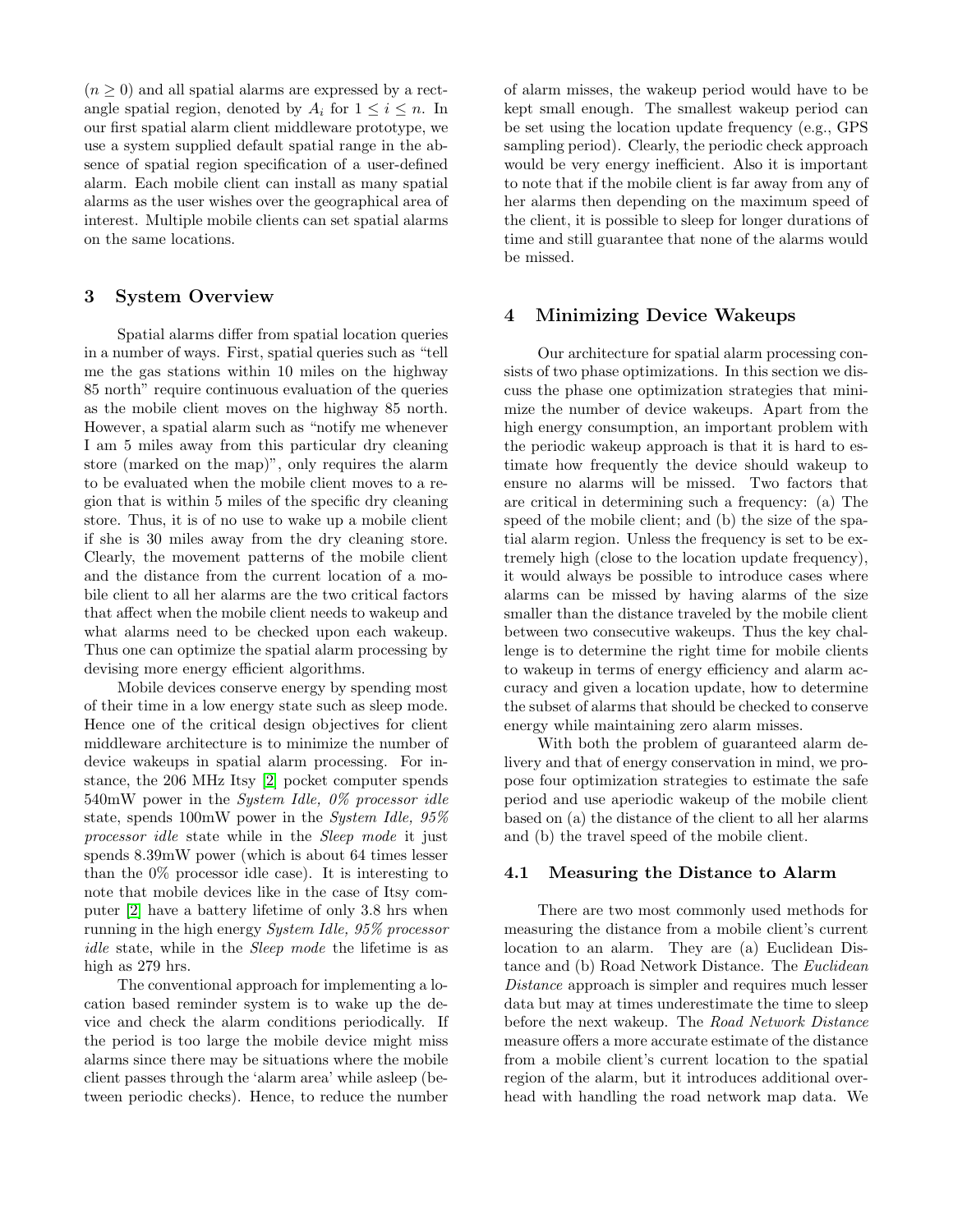($n \geq 0$) and all spatial alarms are expressed by a rectangle spatial region, denoted by $A_i$ for $1 \leq i \leq n$. In our first spatial alarm client middleware prototype, we use a system supplied default spatial range in the absence of spatial region specification of a user-defined alarm. Each mobile client can install as many spatial alarms as the user wishes over the geographical area of interest. Multiple mobile clients can set spatial alarms on the same locations.

## 3 System Overview

Spatial alarms differ from spatial location queries in a number of ways. First, spatial queries such as "tell me the gas stations within 10 miles on the highway 85 north" require continuous evaluation of the queries as the mobile client moves on the highway 85 north. However, a spatial alarm such as "notify me whenever I am 5 miles away from this particular dry cleaning store (marked on the map)", only requires the alarm to be evaluated when the mobile client moves to a region that is within 5 miles of the specific dry cleaning store. Thus, it is of no use to wake up a mobile client if she is 30 miles away from the dry cleaning store. Clearly, the movement patterns of the mobile client and the distance from the current location of a mobile client to all her alarms are the two critical factors that affect when the mobile client needs to wakeup and what alarms need to be checked upon each wakeup. Thus one can optimize the spatial alarm processing by devising more energy efficient algorithms.

Mobile devices conserve energy by spending most of their time in a low energy state such as sleep mode. Hence one of the critical design objectives for client middleware architecture is to minimize the number of device wakeups in spatial alarm processing. For instance, the 206 MHz Itsy [2] pocket computer spends 540mW power in the *System Idle, 0% processor idle* state, spends 100mW power in the *System Idle, 95% processor idle* state while in the *Sleep mode* it just spends 8.39mW power (which is about 64 times lesser than the 0% processor idle case). It is interesting to note that mobile devices like in the case of Itsy computer [2] have a battery lifetime of only 3.8 hrs when running in the high energy *System Idle, 95% processor idle* state, while in the *Sleep mode* the lifetime is as high as 279 hrs.

The conventional approach for implementing a location based reminder system is to wake up the device and check the alarm conditions periodically. If the period is too large the mobile device might miss alarms since there may be situations where the mobile client passes through the 'alarm area' while asleep (between periodic checks). Hence, to reduce the number of alarm misses, the wakeup period would have to be kept small enough. The smallest wakeup period can be set using the location update frequency (e.g., GPS sampling period). Clearly, the periodic check approach would be very energy inefficient. Also it is important to note that if the mobile client is far away from any of her alarms then depending on the maximum speed of the client, it is possible to sleep for longer durations of time and still guarantee that none of the alarms would be missed.

## 4 Minimizing Device Wakeups

Our architecture for spatial alarm processing consists of two phase optimizations. In this section we discuss the phase one optimization strategies that minimize the number of device wakeups. Apart from the high energy consumption, an important problem with the periodic wakeup approach is that it is hard to estimate how frequently the device should wakeup to ensure no alarms will be missed. Two factors that are critical in determining such a frequency: (a) The speed of the mobile client; and (b) the size of the spatial alarm region. Unless the frequency is set to be extremely high (close to the location update frequency), it would always be possible to introduce cases where alarms can be missed by having alarms of the size smaller than the distance traveled by the mobile client between two consecutive wakeups. Thus the key challenge is to determine the right time for mobile clients to wakeup in terms of energy efficiency and alarm accuracy and given a location update, how to determine the subset of alarms that should be checked to conserve energy while maintaining zero alarm misses.

With both the problem of guaranteed alarm delivery and that of energy conservation in mind, we propose four optimization strategies to estimate the safe period and use aperiodic wakeup of the mobile client based on (a) the distance of the client to all her alarms and (b) the travel speed of the mobile client.

### 4.1 Measuring the Distance to Alarm

There are two most commonly used methods for measuring the distance from a mobile client's current location to an alarm. They are (a) Euclidean Distance and (b) Road Network Distance. The *Euclidean Distance* approach is simpler and requires much lesser data but may at times underestimate the time to sleep before the next wakeup. The *Road Network Distance* measure offers a more accurate estimate of the distance from a mobile client's current location to the spatial region of the alarm, but it introduces additional overhead with handling the road network map data. We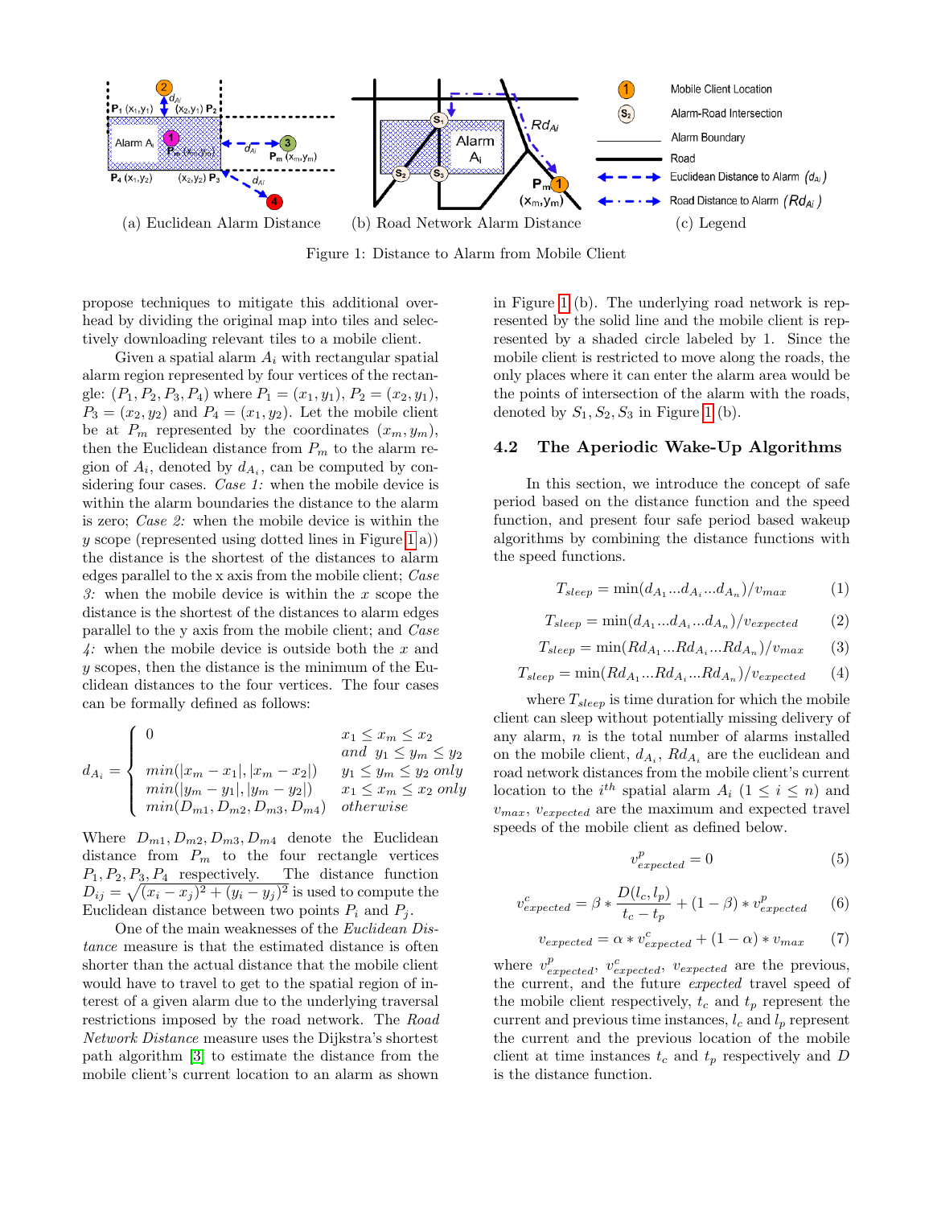(a) Euclidean Alarm Distance (b) Road Network Alarm Distance (c) Legend

Figure 1: Distance to Alarm from Mobile Client

propose techniques to mitigate this additional overhead by dividing the original map into tiles and selectively downloading relevant tiles to a mobile client.

Given a spatial alarm $A_i$ with rectangular spatial alarm region represented by four vertices of the rectangle: $(P_1, P_2, P_3, P_4)$ where $P_1 = (x_1, y_1)$, $P_2 = (x_2, y_1)$, $P_3 = (x_2, y_2)$ and $P_4 = (x_1, y_2)$. Let the mobile client be at $P_m$ represented by the coordinates $(x_m, y_m)$, then the Euclidean distance from $P_m$ to the alarm region of $A_i$, denoted by $d_{A_i}$, can be computed by considering four cases. *Case 1:* when the mobile device is within the alarm boundaries the distance to the alarm is zero; *Case 2:* when the mobile device is within the $y$ scope (represented using dotted lines in Figure 1 a)) the distance is the shortest of the distances to alarm edges parallel to the x axis from the mobile client; *Case 3:* when the mobile device is within the $x$ scope the distance is the shortest of the distances to alarm edges parallel to the y axis from the mobile client; and *Case 4:* when the mobile device is outside both the $x$ and $y$ scopes, then the distance is the minimum of the Euclidean distances to the four vertices. The four cases can be formally defined as follows:

$$
d_{A_i} = \begin{cases} 0 & x_1 \le x_m \le x_2 \\ & and \;\; y_1 \le y_m \le y_2 \\ min(|x_m - x_1|, |x_m - x_2|) & y_1 \le y_m \le y_2 \; only \\ min(|y_m - y_1|, |y_m - y_2|) & x_1 \le x_m \le x_2 \; only \\ min(D_{m1}, D_{m2}, D_{m3}, D_{m4}) & otherwise \end{cases}
$$

Where $D_{m1}, D_{m2}, D_{m3}, D_{m4}$ denote the Euclidean distance from $P_m$ to the four rectangle vertices $P_1, P_2, P_3, P_4$ respectively. The distance function $D_{ij} = \sqrt{(x_i - x_j)^2 + (y_i - y_j)^2}$ is used to compute the Euclidean distance between two points $P_i$ and $P_j$.

One of the main weaknesses of the *Euclidean Distance* measure is that the estimated distance is often shorter than the actual distance that the mobile client would have to travel to get to the spatial region of interest of a given alarm due to the underlying traversal restrictions imposed by the road network. The *Road Network Distance* measure uses the Dijkstra's shortest path algorithm [3] to estimate the distance from the mobile client's current location to an alarm as shown in Figure 1 (b). The underlying road network is represented by the solid line and the mobile client is represented by a shaded circle labeled by 1. Since the mobile client is restricted to move along the roads, the only places where it can enter the alarm area would be the points of intersection of the alarm with the roads, denoted by $S_1, S_2, S_3$ in Figure 1 (b).

### 4.2 The Aperiodic Wake-Up Algorithms

In this section, we introduce the concept of safe period based on the distance function and the speed function, and present four safe period based wakeup algorithms by combining the distance functions with the speed functions.

$$T_{sleep} = \min(d_{A_1} ... d_{A_i} ... d_{A_n})/v_{max} \tag{1}$$

$$T_{sleep} = \min(d_{A_1} ... d_{A_i} ... d_{A_n})/v_{expected} \tag{2}$$

$$T_{sleep} = \min(Rd_{A_1} ... Rd_{A_i} ... Rd_{A_n})/v_{max} \tag{3}$$

$$T_{sleep} = \min(Rd_{A_1} ... Rd_{A_i} ... Rd_{A_n})/v_{expected} \tag{4}$$

where $T_{sleep}$ is time duration for which the mobile client can sleep without potentially missing delivery of any alarm, $n$ is the total number of alarms installed on the mobile client, $d_{A_i}$, $Rd_{A_i}$ are the euclidean and road network distances from the mobile client's current location to the $i^{th}$ spatial alarm $A_i$ $(1 \le i \le n)$ and $v_{max}$, $v_{expected}$ are the maximum and expected travel speeds of the mobile client as defined below.

$$v^p_{expected} = 0 \tag{5}$$

$$v^c_{expected} = \beta * \frac{D(l_c, l_p)}{t_c - t_p} + (1 - \beta) * v^p_{expected} \tag{6}$$

$$v_{expected} = \alpha * v^c_{expected} + (1 - \alpha) * v_{max} \tag{7}$$

where $v^p_{expected}$, $v^c_{expected}$, $v_{expected}$ are the previous, the current, and the future *expected* travel speed of the mobile client respectively, $t_c$ and $t_p$ represent the current and previous time instances, $l_c$ and $l_p$ represent the current and the previous location of the mobile client at time instances $t_c$ and $t_p$ respectively and $D$ is the distance function.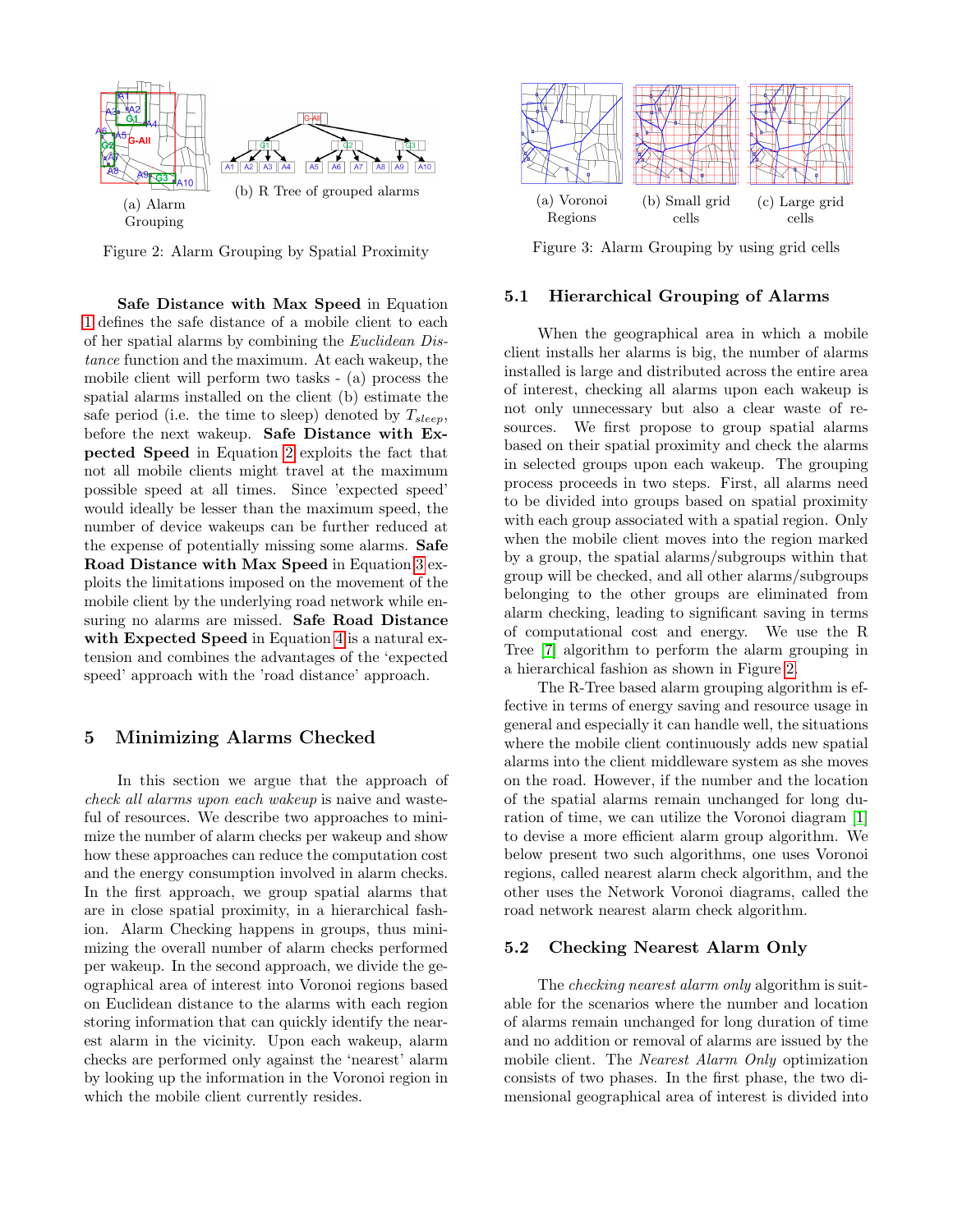(a) Alarm Grouping

(b) R Tree of grouped alarms

Figure 2: Alarm Grouping by Spatial Proximity

(a) Voronoi Regions

(b) Small grid cells

(c) Large grid cells

Figure 3: Alarm Grouping by using grid cells

**Safe Distance with Max Speed** in Equation 1 defines the safe distance of a mobile client to each of her spatial alarms by combining the *Euclidean Distance* function and the maximum. At each wakeup, the mobile client will perform two tasks - (a) process the spatial alarms installed on the client (b) estimate the safe period (i.e. the time to sleep) denoted by $T_{sleep}$, before the next wakeup. **Safe Distance with Expected Speed** in Equation 2 exploits the fact that not all mobile clients might travel at the maximum possible speed at all times. Since 'expected speed' would ideally be lesser than the maximum speed, the number of device wakeups can be further reduced at the expense of potentially missing some alarms. **Safe Road Distance with Max Speed** in Equation 3 exploits the limitations imposed on the movement of the mobile client by the underlying road network while ensuring no alarms are missed. **Safe Road Distance with Expected Speed** in Equation 4 is a natural extension and combines the advantages of the 'expected speed' approach with the 'road distance' approach.

## 5 Minimizing Alarms Checked

In this section we argue that the approach of *check all alarms upon each wakeup* is naive and wasteful of resources. We describe two approaches to minimize the number of alarm checks per wakeup and show how these approaches can reduce the computation cost and the energy consumption involved in alarm checks. In the first approach, we group spatial alarms that are in close spatial proximity, in a hierarchical fashion. Alarm Checking happens in groups, thus minimizing the overall number of alarm checks performed per wakeup. In the second approach, we divide the geographical area of interest into Voronoi regions based on Euclidean distance to the alarms with each region storing information that can quickly identify the nearest alarm in the vicinity. Upon each wakeup, alarm checks are performed only against the 'nearest' alarm by looking up the information in the Voronoi region in which the mobile client currently resides.

### 5.1 Hierarchical Grouping of Alarms

When the geographical area in which a mobile client installs her alarms is big, the number of alarms installed is large and distributed across the entire area of interest, checking all alarms upon each wakeup is not only unnecessary but also a clear waste of resources. We first propose to group spatial alarms based on their spatial proximity and check the alarms in selected groups upon each wakeup. The grouping process proceeds in two steps. First, all alarms need to be divided into groups based on spatial proximity with each group associated with a spatial region. Only when the mobile client moves into the region marked by a group, the spatial alarms/subgroups within that group will be checked, and all other alarms/subgroups belonging to the other groups are eliminated from alarm checking, leading to significant saving in terms of computational cost and energy. We use the R Tree [7] algorithm to perform the alarm grouping in a hierarchical fashion as shown in Figure 2.

The R-Tree based alarm grouping algorithm is effective in terms of energy saving and resource usage in general and especially it can handle well, the situations where the mobile client continuously adds new spatial alarms into the client middleware system as she moves on the road. However, if the number and the location of the spatial alarms remain unchanged for long duration of time, we can utilize the Voronoi diagram [1] to devise a more efficient alarm group algorithm. We below present two such algorithms, one uses Voronoi regions, called nearest alarm check algorithm, and the other uses the Network Voronoi diagrams, called the road network nearest alarm check algorithm.

### 5.2 Checking Nearest Alarm Only

The *checking nearest alarm only* algorithm is suitable for the scenarios where the number and location of alarms remain unchanged for long duration of time and no addition or removal of alarms are issued by the mobile client. The *Nearest Alarm Only* optimization consists of two phases. In the first phase, the two dimensional geographical area of interest is divided into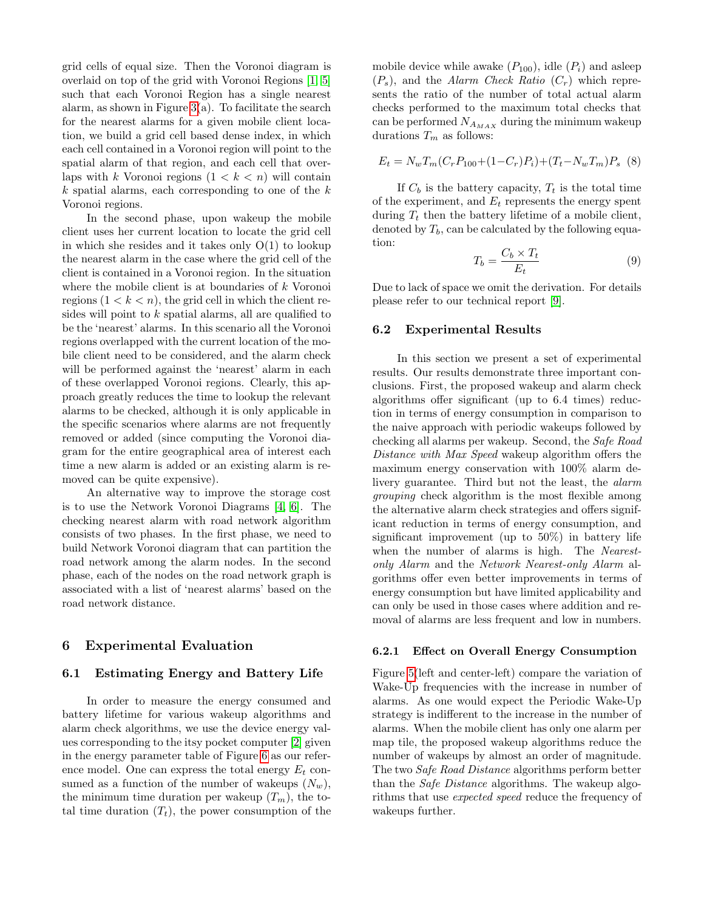grid cells of equal size. Then the Voronoi diagram is overlaid on top of the grid with Voronoi Regions [1, 5] such that each Voronoi Region has a single nearest alarm, as shown in Figure 3(a). To facilitate the search for the nearest alarms for a given mobile client location, we build a grid cell based dense index, in which each cell contained in a Voronoi region will point to the spatial alarm of that region, and each cell that overlaps with $k$ Voronoi regions ($1 < k < n$) will contain $k$ spatial alarms, each corresponding to one of the $k$ Voronoi regions.

In the second phase, upon wakeup the mobile client uses her current location to locate the grid cell in which she resides and it takes only O(1) to lookup the nearest alarm in the case where the grid cell of the client is contained in a Voronoi region. In the situation where the mobile client is at boundaries of $k$ Voronoi regions ($1 < k < n$), the grid cell in which the client resides will point to $k$ spatial alarms, all are qualified to be the 'nearest' alarms. In this scenario all the Voronoi regions overlapped with the current location of the mobile client need to be considered, and the alarm check will be performed against the 'nearest' alarm in each of these overlapped Voronoi regions. Clearly, this approach greatly reduces the time to lookup the relevant alarms to be checked, although it is only applicable in the specific scenarios where alarms are not frequently removed or added (since computing the Voronoi diagram for the entire geographical area of interest each time a new alarm is added or an existing alarm is removed can be quite expensive).

An alternative way to improve the storage cost is to use the Network Voronoi Diagrams [4, 6]. The checking nearest alarm with road network algorithm consists of two phases. In the first phase, we need to build Network Voronoi diagram that can partition the road network among the alarm nodes. In the second phase, each of the nodes on the road network graph is associated with a list of 'nearest alarms' based on the road network distance.

## 6 Experimental Evaluation

### 6.1 Estimating Energy and Battery Life

In order to measure the energy consumed and battery lifetime for various wakeup algorithms and alarm check algorithms, we use the device energy values corresponding to the itsy pocket computer [2] given in the energy parameter table of Figure 6 as our reference model. One can express the total energy $E_t$ consumed as a function of the number of wakeups ($N_w$), the minimum time duration per wakeup ($T_m$), the total time duration ($T_t$), the power consumption of the mobile device while awake ($P_{100}$), idle ($P_i$) and asleep ($P_s$), and the *Alarm Check Ratio* ($C_r$) which represents the ratio of the number of total actual alarm checks performed to the maximum total checks that can be performed $N_{A_{MAX}}$ during the minimum wakeup durations $T_m$ as follows:

$$E_t = N_w T_m (C_r P_{100} + (1 - C_r) P_i) + (T_t - N_w T_m) P_s \quad (8)$$

If $C_b$ is the battery capacity, $T_t$ is the total time of the experiment, and $E_t$ represents the energy spent during $T_t$ then the battery lifetime of a mobile client, denoted by $T_b$, can be calculated by the following equation:

$$T_b = \frac{C_b \times T_t}{E_t} \quad (9)$$

Due to lack of space we omit the derivation. For details please refer to our technical report [9].

### 6.2 Experimental Results

In this section we present a set of experimental results. Our results demonstrate three important conclusions. First, the proposed wakeup and alarm check algorithms offer significant (up to 6.4 times) reduction in terms of energy consumption in comparison to the naive approach with periodic wakeups followed by checking all alarms per wakeup. Second, the *Safe Road Distance with Max Speed* wakeup algorithm offers the maximum energy conservation with 100% alarm delivery guarantee. Third but not the least, the *alarm grouping* check algorithm is the most flexible among the alternative alarm check strategies and offers significant reduction in terms of energy consumption, and significant improvement (up to 50%) in battery life when the number of alarms is high. The *Nearest-only Alarm* and the *Network Nearest-only Alarm* algorithms offer even better improvements in terms of energy consumption but have limited applicability and can only be used in those cases where addition and removal of alarms are less frequent and low in numbers.

#### 6.2.1 Effect on Overall Energy Consumption

Figure 5(left and center-left) compare the variation of Wake-Up frequencies with the increase in number of alarms. As one would expect the Periodic Wake-Up strategy is indifferent to the increase in the number of alarms. When the mobile client has only one alarm per map tile, the proposed wakeup algorithms reduce the number of wakeups by almost an order of magnitude. The two *Safe Road Distance* algorithms perform better than the *Safe Distance* algorithms. The wakeup algorithms that use *expected speed* reduce the frequency of wakeups further.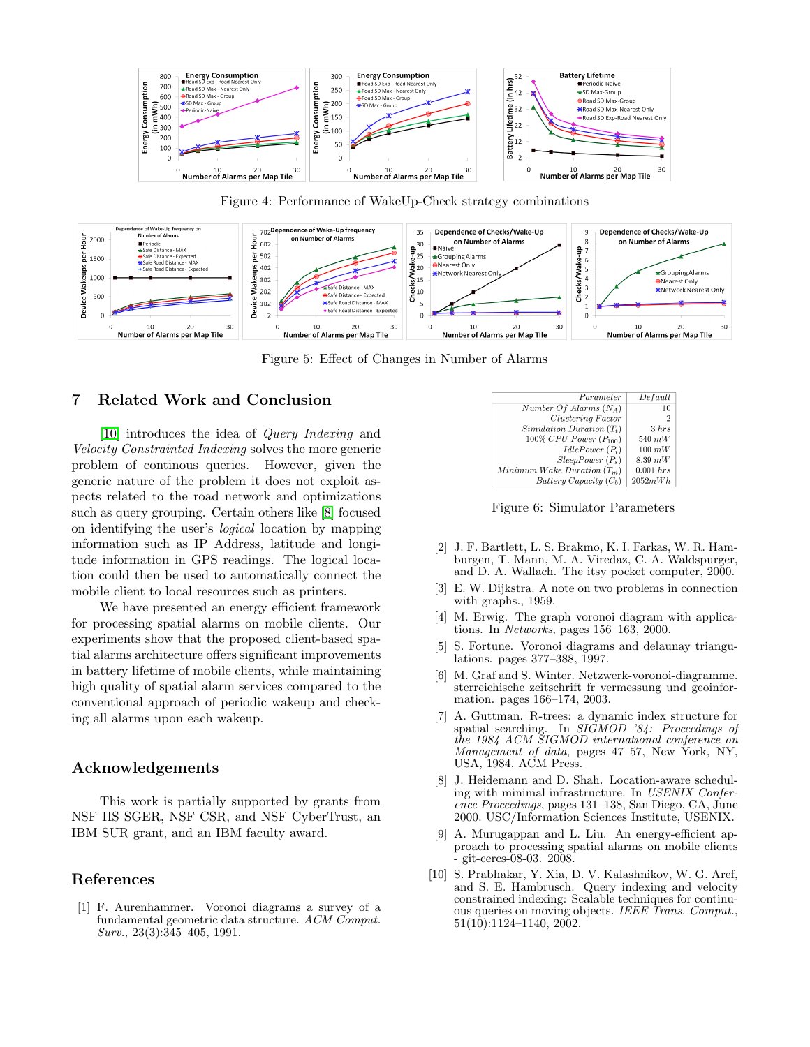Energy Consumption
Energy Consumption (in mWh)
800
700
600
500
400
300
200
100
0
0 10 20 30
Number of Alarms per Map Tile
Road SD Exp - Road Nearest Only
Road SD Max - Nearest Only
Road SD Max - Group
SD Max - Group
Periodic-Naive

Energy Consumption
Energy Consumption (in mWh)
300
250
200
150
100
50
0
0 10 20 30
Number of Alarms per Map Tile
Road SD Exp - Road Nearest Only
Road SD Max - Nearest Only
Road SD Max - Group
SD Max - Group

Battery Lifetime
Battery Lifetime (in hrs)
52
42
32
22
12
2
0 10 20 30
Number of Alarms per Map Tile
Periodic-Naive
SD Max-Group
Road SD Max-Group
Road SD Max-Nearest Only
Road SD Exp-Road Nearest Only

Figure 4: Performance of WakeUp-Check strategy combinations

Dependence of Wake-Up frequency on Number of Alarms
Device Wakeups per Hour
2000
1500
1000
500
0
0 10 20 30
Number of Alarms per Map Tile
Periodic
Safe Distance - MAX
Safe Distance - Expected
Safe Road Distance - MAX
Safe Road Distance - Expected

Dependence of Wake-Up frequency on Number of Alarms
Device Wakeups per Hour
702
602
502
402
302
202
102
2
0 10 20 30
Number of Alarms per Map Tile
Safe Distance - MAX
Safe Distance - Expected
Safe Road Distance - MAX
Safe Road Distance - Expected

Dependence of Checks/Wake-Up on Number of Alarms
Checks/Wake-up
35
30
25
20
15
10
5
0
0 10 20 30
Number of Alarms per Map TIle
Naive
Grouping Alarms
Nearest Only
Network Nearest Only

Dependence of Checks/Wake-Up on Number of Alarms
Checks/Wake-up
9
8
7
6
5
4
3
2
1
0
0 10 20 30
Number of Alarms per Map TIle
Grouping Alarms
Nearest Only
Network Nearest Only

Figure 5: Effect of Changes in Number of Alarms

## 7 Related Work and Conclusion

[10] introduces the idea of *Query Indexing* and *Velocity Constrainted Indexing* solves the more generic problem of continous queries. However, given the generic nature of the problem it does not exploit aspects related to the road network and optimizations such as query grouping. Certain others like [8] focused on identifying the user's *logical* location by mapping information such as IP Address, latitude and longitude information in GPS readings. The logical location could then be used to automatically connect the mobile client to local resources such as printers.

We have presented an energy efficient framework for processing spatial alarms on mobile clients. Our experiments show that the proposed client-based spatial alarms architecture offers significant improvements in battery lifetime of mobile clients, while maintaining high quality of spatial alarm services compared to the conventional approach of periodic wakeup and checking all alarms upon each wakeup.

## Acknowledgements

This work is partially supported by grants from NSF IIS SGER, NSF CSR, and NSF CyberTrust, an IBM SUR grant, and an IBM faculty award.

| *Parameter* | *Default* |
|---|---|
| *Number Of Alarms* ($N_A$) | 10 |
| *Clustering Factor* | 2 |
| *Simulation Duration* ($T_t$) | 3 *hrs* |
| 100% *CPU Power* ($P_{100}$) | 540 *mW* |
| *IdlePower* ($P_i$) | 100 *mW* |
| *SleepPower* ($P_s$) | 8.39 *mW* |
| *Minimum Wake Duration* ($T_m$) | 0.001 *hrs* |
| *Battery Capacity* ($C_b$) | 2052*mWh* |

Figure 6: Simulator Parameters

## References

[1] F. Aurenhammer. Voronoi diagrams a survey of a fundamental geometric data structure. *ACM Comput. Surv.*, 23(3):345–405, 1991.

[2] J. F. Bartlett, L. S. Brakmo, K. I. Farkas, W. R. Hamburgen, T. Mann, M. A. Viredaz, C. A. Waldspurger, and D. A. Wallach. The itsy pocket computer, 2000.

[3] E. W. Dijkstra. A note on two problems in connection with graphs., 1959.

[4] M. Erwig. The graph voronoi diagram with applications. In *Networks*, pages 156–163, 2000.

[5] S. Fortune. Voronoi diagrams and delaunay triangulations. pages 377–388, 1997.

[6] M. Graf and S. Winter. Netzwerk-voronoi-diagramme. sterreichische zeitschrift fr vermessung und geoinformation. pages 166–174, 2003.

[7] A. Guttman. R-trees: a dynamic index structure for spatial searching. In *SIGMOD '84: Proceedings of the 1984 ACM SIGMOD international conference on Management of data*, pages 47–57, New York, NY, USA, 1984. ACM Press.

[8] J. Heidemann and D. Shah. Location-aware scheduling with minimal infrastructure. In *USENIX Conference Proceedings*, pages 131–138, San Diego, CA, June 2000. USC/Information Sciences Institute, USENIX.

[9] A. Murugappan and L. Liu. An energy-efficient approach to processing spatial alarms on mobile clients - git-cercs-08-03. 2008.

[10] S. Prabhakar, Y. Xia, D. V. Kalashnikov, W. G. Aref, and S. E. Hambrusch. Query indexing and velocity constrained indexing: Scalable techniques for continuous queries on moving objects. *IEEE Trans. Comput.*, 51(10):1124–1140, 2002.